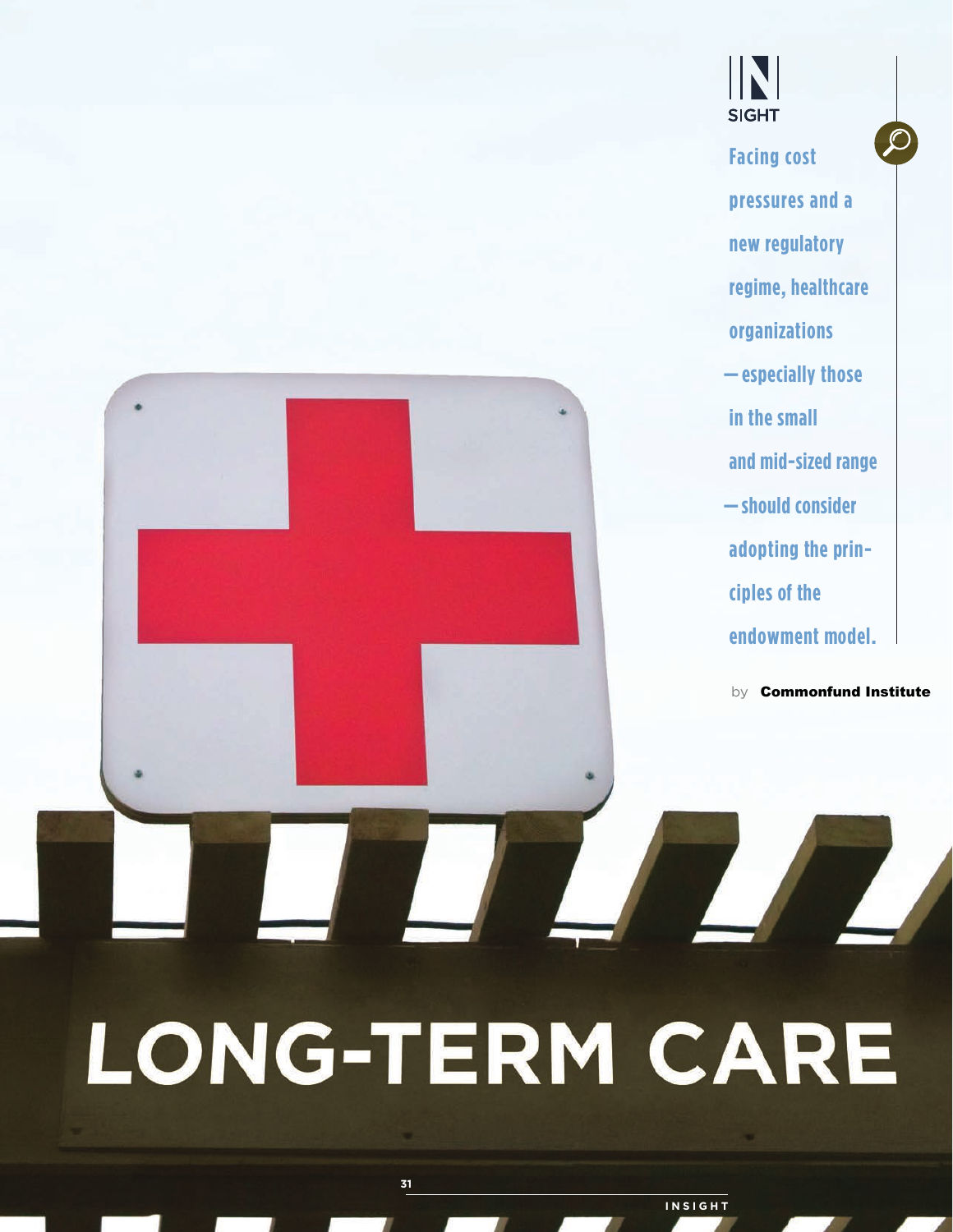# LONG-TERM CARE

**Facing cost pressures and a new regulatory regime, healthcare organizations — especially those in the small and mid-sized range — should consider adopting the principles of the endowment model.**

by **Commonfund Institute**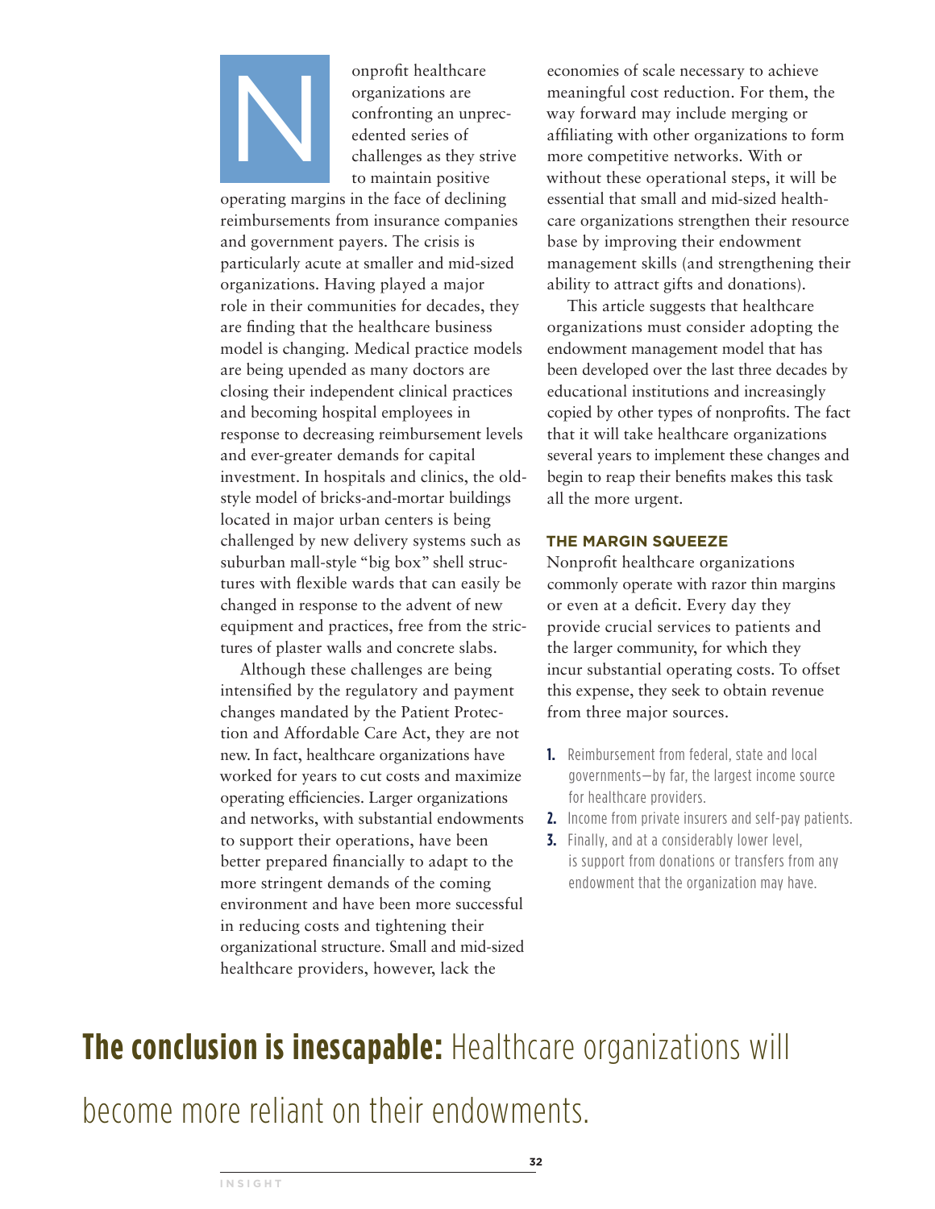Nonprofit healthcare organizations are confronting an unprecedented series of challenges as they strive to maintain positive operating margins in the face of declining reimbursements from insurance companies and government payers. The crisis is particularly acute at smaller and mid-sized organizations. Having played a major role in their communities for decades, they are finding that the healthcare business model is changing. Medical practice models are being upended as many doctors are closing their independent clinical practices and becoming hospital employees in response to decreasing reimbursement levels and ever-greater demands for capital investment. In hospitals and clinics, the old-style model of bricks-and-mortar buildings located in major urban centers is being challenged by new delivery systems such as suburban mall-style "big box" shell structures with flexible wards that can easily be changed in response to the advent of new equipment and practices, free from the strictures of plaster walls and concrete slabs.

Although these challenges are being intensified by the regulatory and payment changes mandated by the Patient Protection and Affordable Care Act, they are not new. In fact, healthcare organizations have worked for years to cut costs and maximize operating efficiencies. Larger organizations and networks, with substantial endowments to support their operations, have been better prepared financially to adapt to the more stringent demands of the coming environment and have been more successful in reducing costs and tightening their organizational structure. Small and mid-sized healthcare providers, however, lack the economies of scale necessary to achieve meaningful cost reduction. For them, the way forward may include merging or affiliating with other organizations to form more competitive networks. With or without these operational steps, it will be essential that small and mid-sized healthcare organizations strengthen their resource base by improving their endowment management skills (and strengthening their ability to attract gifts and donations).

This article suggests that healthcare organizations must consider adopting the endowment management model that has been developed over the last three decades by educational institutions and increasingly copied by other types of nonprofits. The fact that it will take healthcare organizations several years to implement these changes and begin to reap their benefits makes this task all the more urgent.

## THE MARGIN SQUEEZE

Nonprofit healthcare organizations commonly operate with razor thin margins or even at a deficit. Every day they provide crucial services to patients and the larger community, for which they incur substantial operating costs. To offset this expense, they seek to obtain revenue from three major sources.

1. Reimbursement from federal, state and local governments—by far, the largest income source for healthcare providers.
2. Income from private insurers and self-pay patients.
3. Finally, and at a considerably lower level, is support from donations or transfers from any endowment that the organization may have.

**The conclusion is inescapable:** Healthcare organizations will become more reliant on their endowments.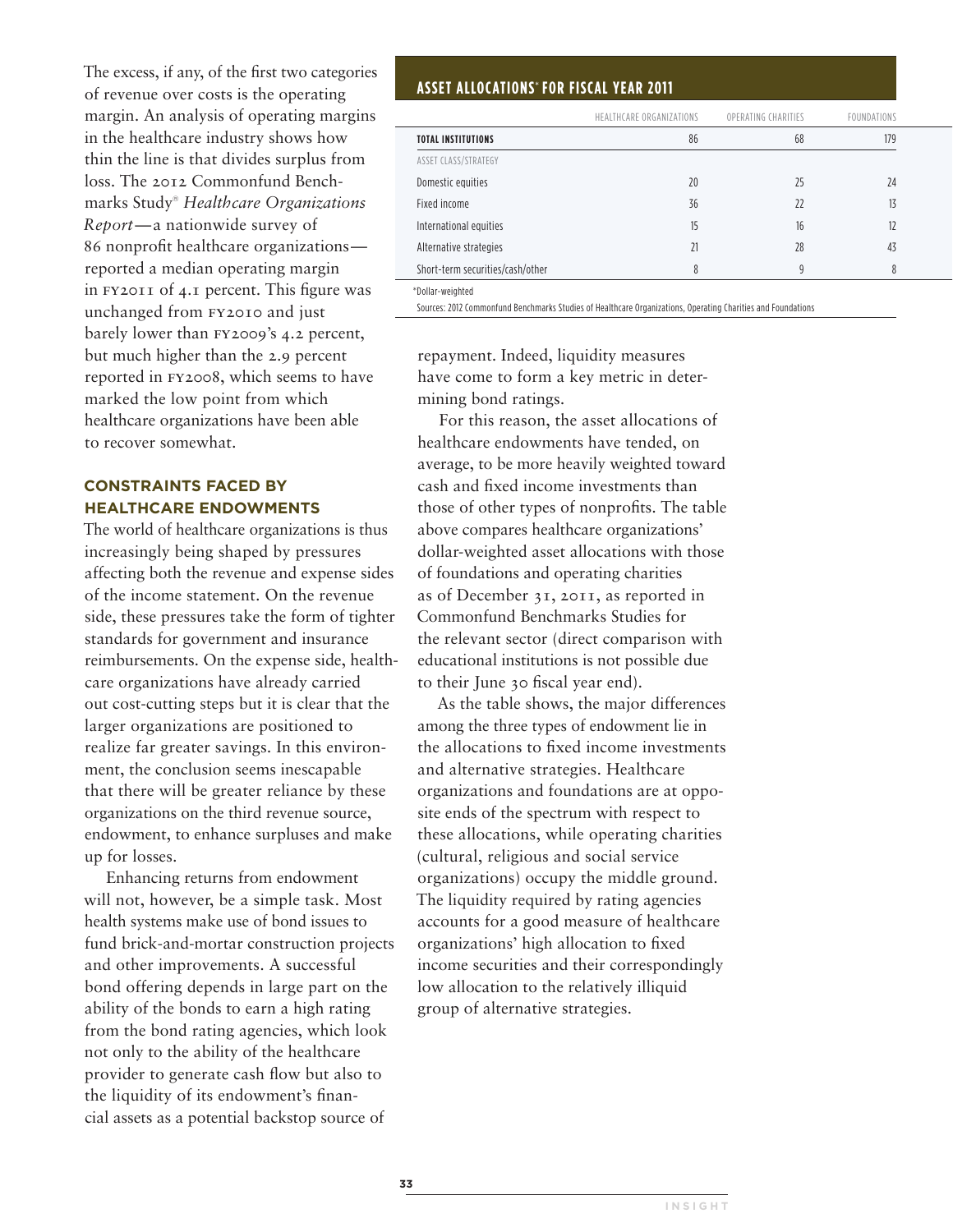The excess, if any, of the first two categories of revenue over costs is the operating margin. An analysis of operating margins in the healthcare industry shows how thin the line is that divides surplus from loss. The 2012 Commonfund Benchmarks Study® *Healthcare Organizations Report*—a nationwide survey of 86 nonprofit healthcare organizations—reported a median operating margin in FY2011 of 4.1 percent. This figure was unchanged from FY2010 and just barely lower than FY2009's 4.2 percent, but much higher than the 2.9 percent reported in FY2008, which seems to have marked the low point from which healthcare organizations have been able to recover somewhat.

## CONSTRAINTS FACED BY HEALTHCARE ENDOWMENTS

The world of healthcare organizations is thus increasingly being shaped by pressures affecting both the revenue and expense sides of the income statement. On the revenue side, these pressures take the form of tighter standards for government and insurance reimbursements. On the expense side, healthcare organizations have already carried out cost-cutting steps but it is clear that the larger organizations are positioned to realize far greater savings. In this environment, the conclusion seems inescapable that there will be greater reliance by these organizations on the third revenue source, endowment, to enhance surpluses and make up for losses.

Enhancing returns from endowment will not, however, be a simple task. Most health systems make use of bond issues to fund brick-and-mortar construction projects and other improvements. A successful bond offering depends in large part on the ability of the bonds to earn a high rating from the bond rating agencies, which look not only to the ability of the healthcare provider to generate cash flow but also to the liquidity of its endowment's financial assets as a potential backstop source of repayment. Indeed, liquidity measures have come to form a key metric in determining bond ratings.

For this reason, the asset allocations of healthcare endowments have tended, on average, to be more heavily weighted toward cash and fixed income investments than those of other types of nonprofits. The table above compares healthcare organizations' dollar-weighted asset allocations with those of foundations and operating charities as of December 31, 2011, as reported in Commonfund Benchmarks Studies for the relevant sector (direct comparison with educational institutions is not possible due to their June 30 fiscal year end).

As the table shows, the major differences among the three types of endowment lie in the allocations to fixed income investments and alternative strategies. Healthcare organizations and foundations are at opposite ends of the spectrum with respect to these allocations, while operating charities (cultural, religious and social service organizations) occupy the middle ground. The liquidity required by rating agencies accounts for a good measure of healthcare organizations' high allocation to fixed income securities and their correspondingly low allocation to the relatively illiquid group of alternative strategies.

### ASSET ALLOCATIONS* FOR FISCAL YEAR 2011

| | HEALTHCARE ORGANIZATIONS | OPERATING CHARITIES | FOUNDATIONS |
|---|---|---|---|
| **TOTAL INSTITUTIONS** | 86 | 68 | 179 |
| ASSET CLASS/STRATEGY | | | |
| Domestic equities | 20 | 25 | 24 |
| Fixed income | 36 | 22 | 13 |
| International equities | 15 | 16 | 12 |
| Alternative strategies | 21 | 28 | 43 |
| Short-term securities/cash/other | 8 | 9 | 8 |

*Dollar-weighted

Sources: 2012 Commonfund Benchmarks Studies of Healthcare Organizations, Operating Charities and Foundations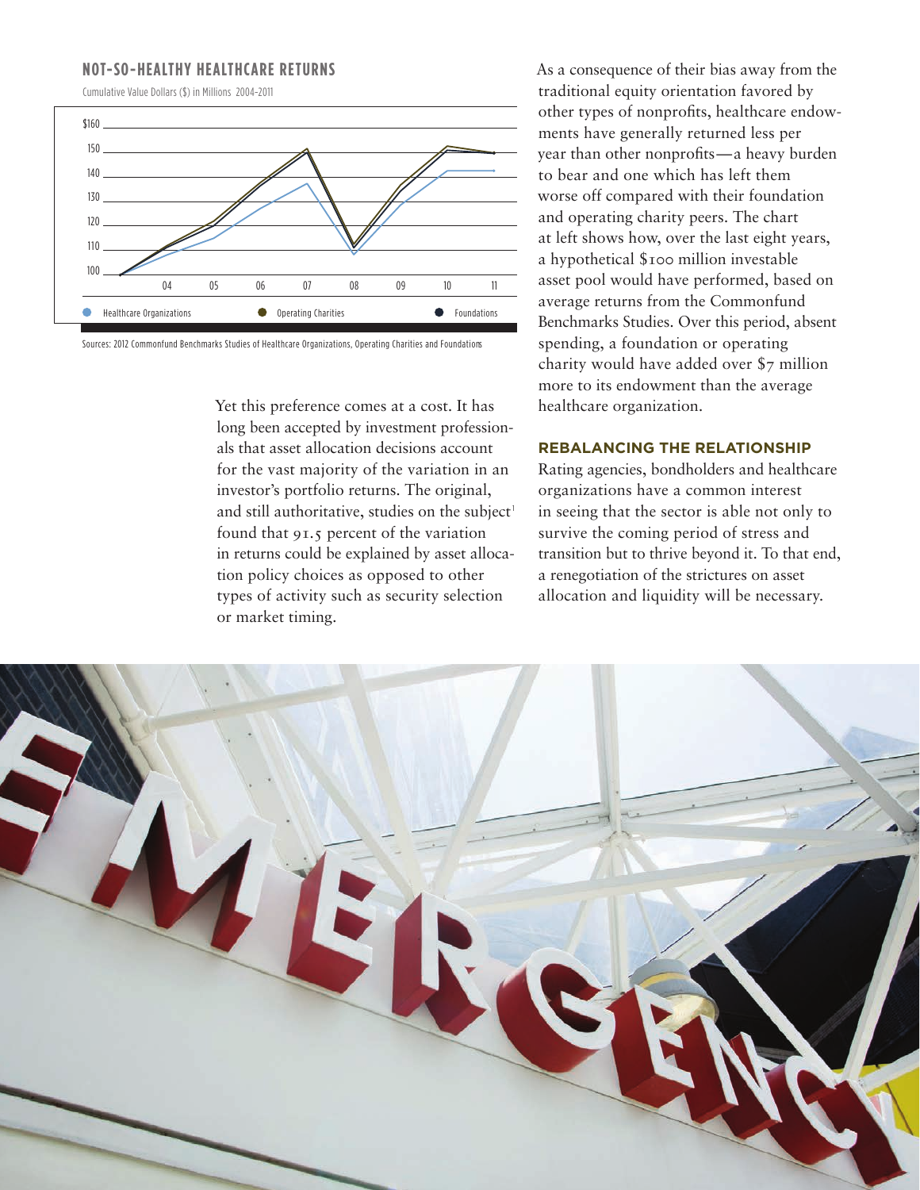## NOT-SO-HEALTHY HEALTHCARE RETURNS

Cumulative Value Dollars ($) in Millions 2004-2011

Healthcare Organizations | Operating Charities | Foundations

Sources: 2012 Commonfund Benchmarks Studies of Healthcare Organizations, Operating Charities and Foundations

Yet this preference comes at a cost. It has long been accepted by investment professionals that asset allocation decisions account for the vast majority of the variation in an investor's portfolio returns. The original, and still authoritative, studies on the subject[1] found that 91.5 percent of the variation in returns could be explained by asset allocation policy choices as opposed to other types of activity such as security selection or market timing.

As a consequence of their bias away from the traditional equity orientation favored by other types of nonprofits, healthcare endowments have generally returned less per year than other nonprofits—a heavy burden to bear and one which has left them worse off compared with their foundation and operating charity peers. The chart at left shows how, over the last eight years, a hypothetical $100 million investable asset pool would have performed, based on average returns from the Commonfund Benchmarks Studies. Over this period, absent spending, a foundation or operating charity would have added over $7 million more to its endowment than the average healthcare organization.

### REBALANCING THE RELATIONSHIP

Rating agencies, bondholders and healthcare organizations have a common interest in seeing that the sector is able not only to survive the coming period of stress and transition but to thrive beyond it. To that end, a renegotiation of the strictures on asset allocation and liquidity will be necessary.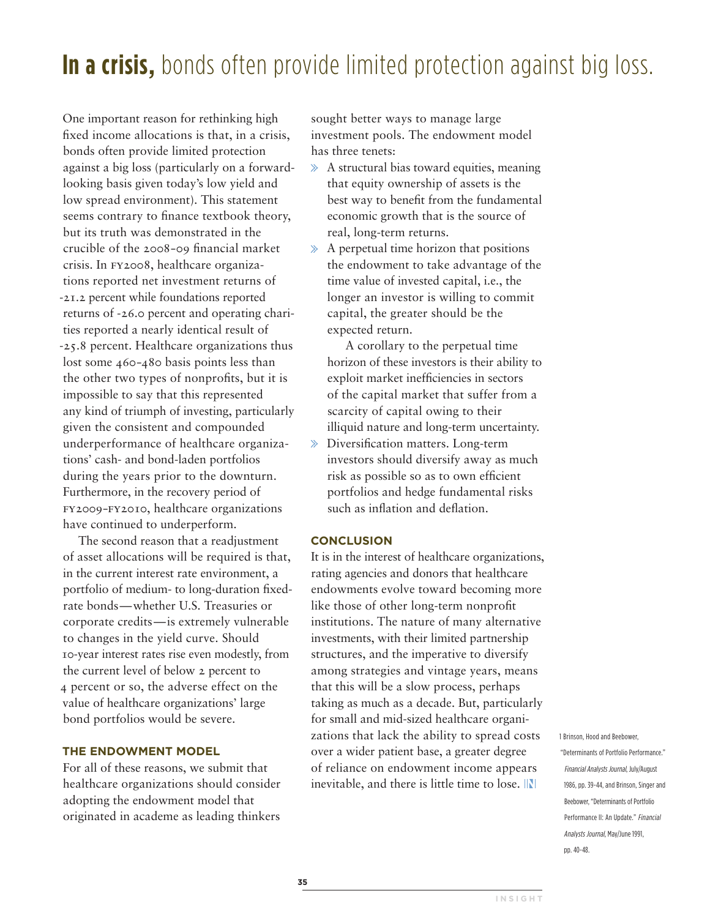# **In a crisis,** bonds often provide limited protection against big loss.

One important reason for rethinking high fixed income allocations is that, in a crisis, bonds often provide limited protection against a big loss (particularly on a forward-looking basis given today's low yield and low spread environment). This statement seems contrary to finance textbook theory, but its truth was demonstrated in the crucible of the 2008-09 financial market crisis. In FY2008, healthcare organizations reported net investment returns of -21.2 percent while foundations reported returns of -26.0 percent and operating charities reported a nearly identical result of -25.8 percent. Healthcare organizations thus lost some 460-480 basis points less than the other two types of nonprofits, but it is impossible to say that this represented any kind of triumph of investing, particularly given the consistent and compounded underperformance of healthcare organizations' cash- and bond-laden portfolios during the years prior to the downturn. Furthermore, in the recovery period of FY2009-FY2010, healthcare organizations have continued to underperform.

The second reason that a readjustment of asset allocations will be required is that, in the current interest rate environment, a portfolio of medium- to long-duration fixed-rate bonds—whether U.S. Treasuries or corporate credits—is extremely vulnerable to changes in the yield curve. Should 10-year interest rates rise even modestly, from the current level of below 2 percent to 4 percent or so, the adverse effect on the value of healthcare organizations' large bond portfolios would be severe.

### THE ENDOWMENT MODEL

For all of these reasons, we submit that healthcare organizations should consider adopting the endowment model that originated in academe as leading thinkers sought better ways to manage large investment pools. The endowment model has three tenets:

- A structural bias toward equities, meaning that equity ownership of assets is the best way to benefit from the fundamental economic growth that is the source of real, long-term returns.
- A perpetual time horizon that positions the endowment to take advantage of the time value of invested capital, i.e., the longer an investor is willing to commit capital, the greater should be the expected return.

  A corollary to the perpetual time horizon of these investors is their ability to exploit market inefficiencies in sectors of the capital market that suffer from a scarcity of capital owing to their illiquid nature and long-term uncertainty.
- Diversification matters. Long-term investors should diversify away as much risk as possible so as to own efficient portfolios and hedge fundamental risks such as inflation and deflation.

### CONCLUSION

It is in the interest of healthcare organizations, rating agencies and donors that healthcare endowments evolve toward becoming more like those of other long-term nonprofit institutions. The nature of many alternative investments, with their limited partnership structures, and the imperative to diversify among strategies and vintage years, means that this will be a slow process, perhaps taking as much as a decade. But, particularly for small and mid-sized healthcare organizations that lack the ability to spread costs over a wider patient base, a greater degree of reliance on endowment income appears inevitable, and there is little time to lose.

1 Brinson, Hood and Beebower, "Determinants of Portfolio Performance." *Financial Analysts Journal*, July/August 1986, pp. 39-44, and Brinson, Singer and Beebower, "Determinants of Portfolio Performance II: An Update." *Financial Analysts Journal*, May/June 1991, pp. 40-48.